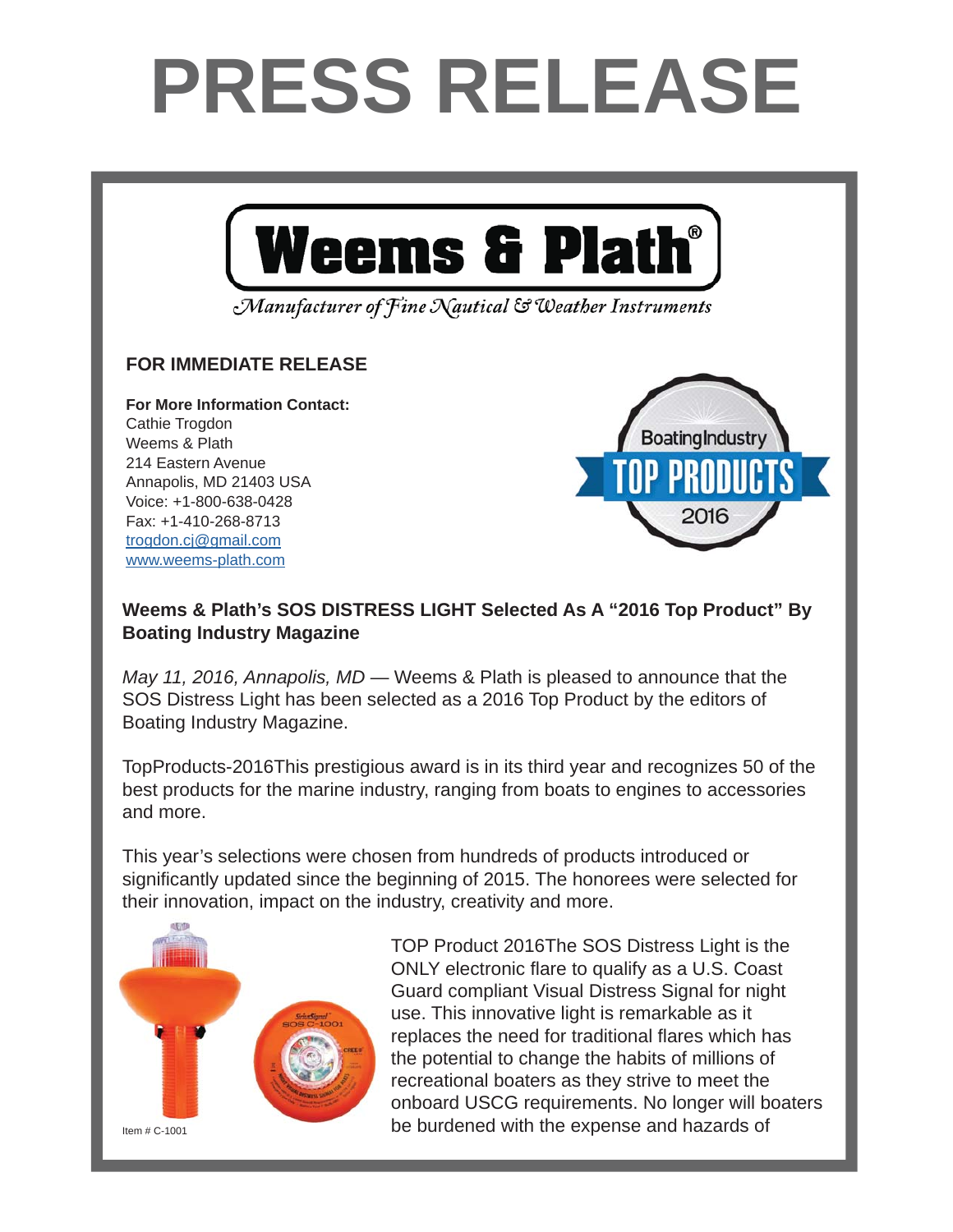# PRESS RELEASE

**Weems & Plath®**

*Manufacturer of Fine Nautical & Weather Instruments*

**FOR IMMEDIATE RELEASE**

**For More Information Contact:**
Cathie Trogdon
Weems & Plath
214 Eastern Avenue
Annapolis, MD 21403 USA
Voice: +1-800-638-0428
Fax: +1-410-268-8713
trogdon.cj@gmail.com
www.weems-plath.com

BoatingIndustry TOP PRODUCTS 2016

**Weems & Plath's SOS DISTRESS LIGHT Selected As A "2016 Top Product" By Boating Industry Magazine**

*May 11, 2016, Annapolis, MD* — Weems & Plath is pleased to announce that the SOS Distress Light has been selected as a 2016 Top Product by the editors of Boating Industry Magazine.

TopProducts-2016This prestigious award is in its third year and recognizes 50 of the best products for the marine industry, ranging from boats to engines to accessories and more.

This year's selections were chosen from hundreds of products introduced or significantly updated since the beginning of 2015. The honorees were selected for their innovation, impact on the industry, creativity and more.

Item # C-1001

TOP Product 2016The SOS Distress Light is the ONLY electronic flare to qualify as a U.S. Coast Guard compliant Visual Distress Signal for night use. This innovative light is remarkable as it replaces the need for traditional flares which has the potential to change the habits of millions of recreational boaters as they strive to meet the onboard USCG requirements. No longer will boaters be burdened with the expense and hazards of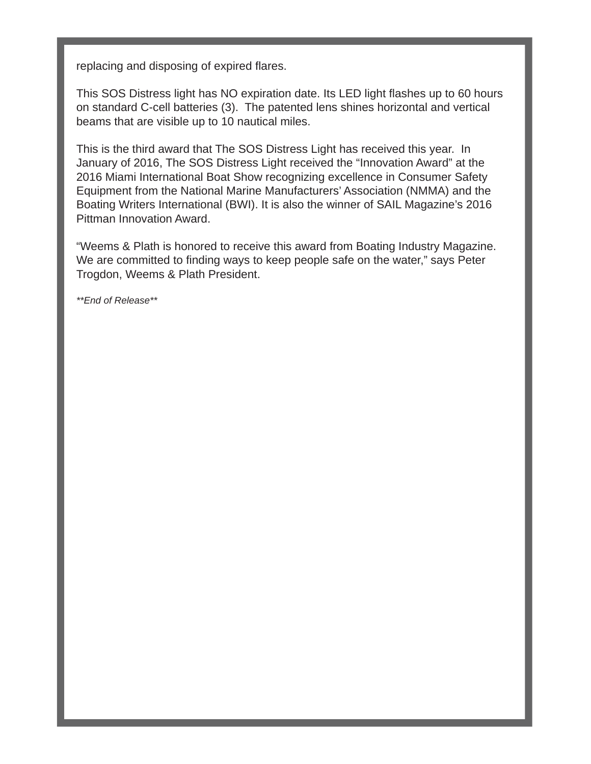replacing and disposing of expired flares.

This SOS Distress light has NO expiration date. Its LED light flashes up to 60 hours on standard C-cell batteries (3). The patented lens shines horizontal and vertical beams that are visible up to 10 nautical miles.

This is the third award that The SOS Distress Light has received this year. In January of 2016, The SOS Distress Light received the "Innovation Award" at the 2016 Miami International Boat Show recognizing excellence in Consumer Safety Equipment from the National Marine Manufacturers' Association (NMMA) and the Boating Writers International (BWI). It is also the winner of SAIL Magazine's 2016 Pittman Innovation Award.

"Weems & Plath is honored to receive this award from Boating Industry Magazine. We are committed to finding ways to keep people safe on the water," says Peter Trogdon, Weems & Plath President.

*\*\*End of Release\*\**